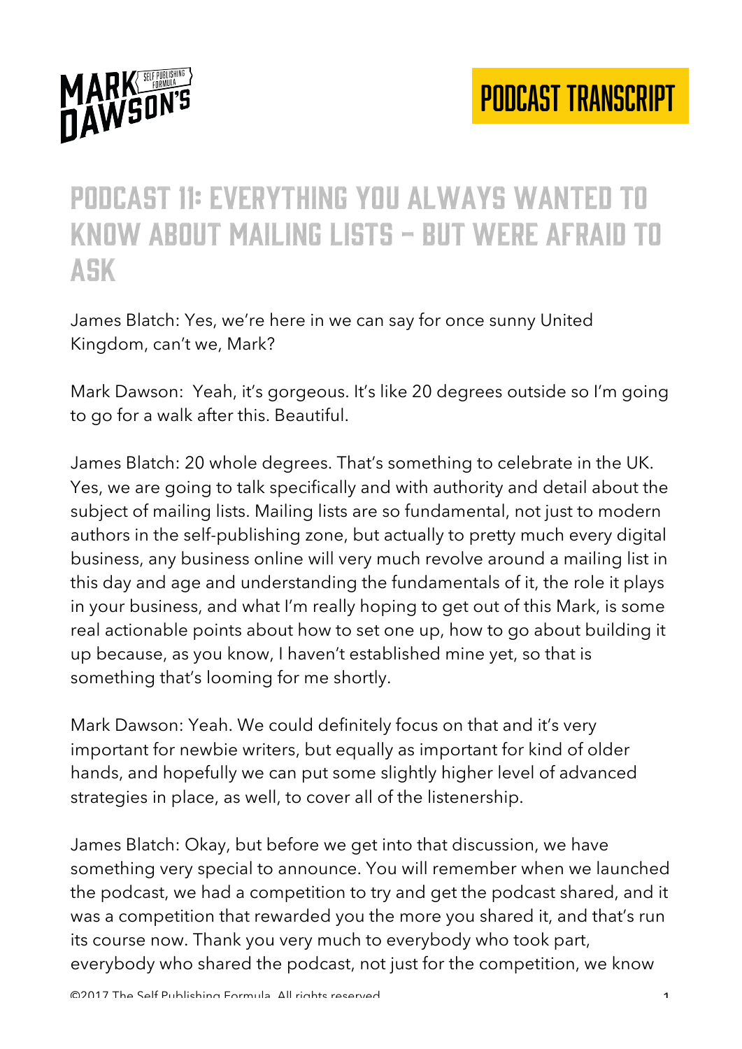# PODCAST 11: EVERYTHING YOU ALWAYS WANTED TO KNOW ABOUT MAILING LISTS – BUT WERE AFRAID TO ASK

James Blatch: Yes, we're here in we can say for once sunny United Kingdom, can't we, Mark?

Mark Dawson: Yeah, it's gorgeous. It's like 20 degrees outside so I'm going to go for a walk after this. Beautiful.

James Blatch: 20 whole degrees. That's something to celebrate in the UK. Yes, we are going to talk specifically and with authority and detail about the subject of mailing lists. Mailing lists are so fundamental, not just to modern authors in the self-publishing zone, but actually to pretty much every digital business, any business online will very much revolve around a mailing list in this day and age and understanding the fundamentals of it, the role it plays in your business, and what I'm really hoping to get out of this Mark, is some real actionable points about how to set one up, how to go about building it up because, as you know, I haven't established mine yet, so that is something that's looming for me shortly.

Mark Dawson: Yeah. We could definitely focus on that and it's very important for newbie writers, but equally as important for kind of older hands, and hopefully we can put some slightly higher level of advanced strategies in place, as well, to cover all of the listenership.

James Blatch: Okay, but before we get into that discussion, we have something very special to announce. You will remember when we launched the podcast, we had a competition to try and get the podcast shared, and it was a competition that rewarded you the more you shared it, and that's run its course now. Thank you very much to everybody who took part, everybody who shared the podcast, not just for the competition, we know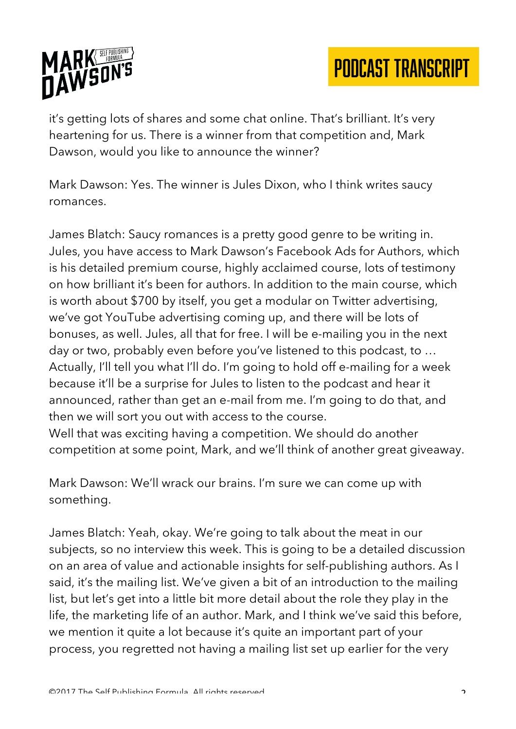it's getting lots of shares and some chat online. That's brilliant. It's very heartening for us. There is a winner from that competition and, Mark Dawson, would you like to announce the winner?

Mark Dawson: Yes. The winner is Jules Dixon, who I think writes saucy romances.

James Blatch: Saucy romances is a pretty good genre to be writing in. Jules, you have access to Mark Dawson's Facebook Ads for Authors, which is his detailed premium course, highly acclaimed course, lots of testimony on how brilliant it's been for authors. In addition to the main course, which is worth about $700 by itself, you get a modular on Twitter advertising, we've got YouTube advertising coming up, and there will be lots of bonuses, as well. Jules, all that for free. I will be e-mailing you in the next day or two, probably even before you've listened to this podcast, to … Actually, I'll tell you what I'll do. I'm going to hold off e-mailing for a week because it'll be a surprise for Jules to listen to the podcast and hear it announced, rather than get an e-mail from me. I'm going to do that, and then we will sort you out with access to the course.
Well that was exciting having a competition. We should do another competition at some point, Mark, and we'll think of another great giveaway.

Mark Dawson: We'll wrack our brains. I'm sure we can come up with something.

James Blatch: Yeah, okay. We're going to talk about the meat in our subjects, so no interview this week. This is going to be a detailed discussion on an area of value and actionable insights for self-publishing authors. As I said, it's the mailing list. We've given a bit of an introduction to the mailing list, but let's get into a little bit more detail about the role they play in the life, the marketing life of an author. Mark, and I think we've said this before, we mention it quite a lot because it's quite an important part of your process, you regretted not having a mailing list set up earlier for the very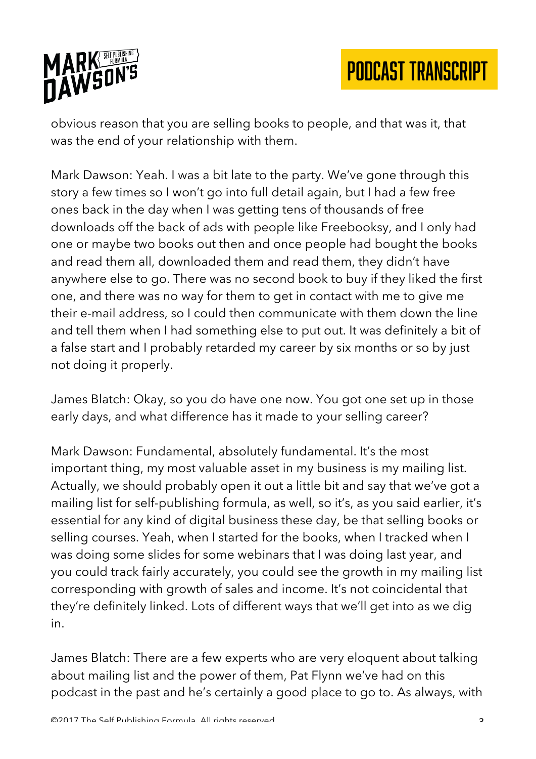obvious reason that you are selling books to people, and that was it, that was the end of your relationship with them.

Mark Dawson: Yeah. I was a bit late to the party. We've gone through this story a few times so I won't go into full detail again, but I had a few free ones back in the day when I was getting tens of thousands of free downloads off the back of ads with people like Freebooksy, and I only had one or maybe two books out then and once people had bought the books and read them all, downloaded them and read them, they didn't have anywhere else to go. There was no second book to buy if they liked the first one, and there was no way for them to get in contact with me to give me their e-mail address, so I could then communicate with them down the line and tell them when I had something else to put out. It was definitely a bit of a false start and I probably retarded my career by six months or so by just not doing it properly.

James Blatch: Okay, so you do have one now. You got one set up in those early days, and what difference has it made to your selling career?

Mark Dawson: Fundamental, absolutely fundamental. It's the most important thing, my most valuable asset in my business is my mailing list. Actually, we should probably open it out a little bit and say that we've got a mailing list for self-publishing formula, as well, so it's, as you said earlier, it's essential for any kind of digital business these day, be that selling books or selling courses. Yeah, when I started for the books, when I tracked when I was doing some slides for some webinars that I was doing last year, and you could track fairly accurately, you could see the growth in my mailing list corresponding with growth of sales and income. It's not coincidental that they're definitely linked. Lots of different ways that we'll get into as we dig in.

James Blatch: There are a few experts who are very eloquent about talking about mailing list and the power of them, Pat Flynn we've had on this podcast in the past and he's certainly a good place to go to. As always, with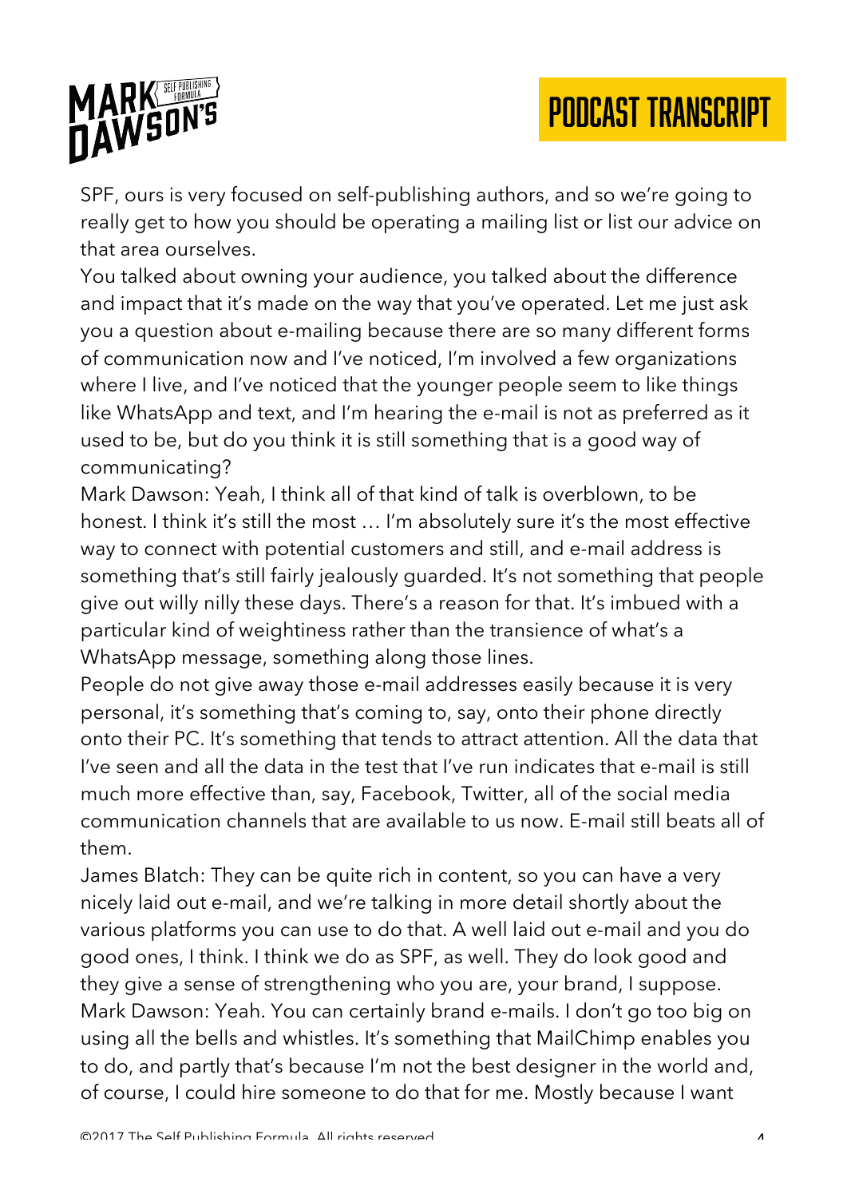SPF, ours is very focused on self-publishing authors, and so we're going to really get to how you should be operating a mailing list or list our advice on that area ourselves.

You talked about owning your audience, you talked about the difference and impact that it's made on the way that you've operated. Let me just ask you a question about e-mailing because there are so many different forms of communication now and I've noticed, I'm involved a few organizations where I live, and I've noticed that the younger people seem to like things like WhatsApp and text, and I'm hearing the e-mail is not as preferred as it used to be, but do you think it is still something that is a good way of communicating?

Mark Dawson: Yeah, I think all of that kind of talk is overblown, to be honest. I think it's still the most … I'm absolutely sure it's the most effective way to connect with potential customers and still, and e-mail address is something that's still fairly jealously guarded. It's not something that people give out willy nilly these days. There's a reason for that. It's imbued with a particular kind of weightiness rather than the transience of what's a WhatsApp message, something along those lines.

People do not give away those e-mail addresses easily because it is very personal, it's something that's coming to, say, onto their phone directly onto their PC. It's something that tends to attract attention. All the data that I've seen and all the data in the test that I've run indicates that e-mail is still much more effective than, say, Facebook, Twitter, all of the social media communication channels that are available to us now. E-mail still beats all of them.

James Blatch: They can be quite rich in content, so you can have a very nicely laid out e-mail, and we're talking in more detail shortly about the various platforms you can use to do that. A well laid out e-mail and you do good ones, I think. I think we do as SPF, as well. They do look good and they give a sense of strengthening who you are, your brand, I suppose.

Mark Dawson: Yeah. You can certainly brand e-mails. I don't go too big on using all the bells and whistles. It's something that MailChimp enables you to do, and partly that's because I'm not the best designer in the world and, of course, I could hire someone to do that for me. Mostly because I want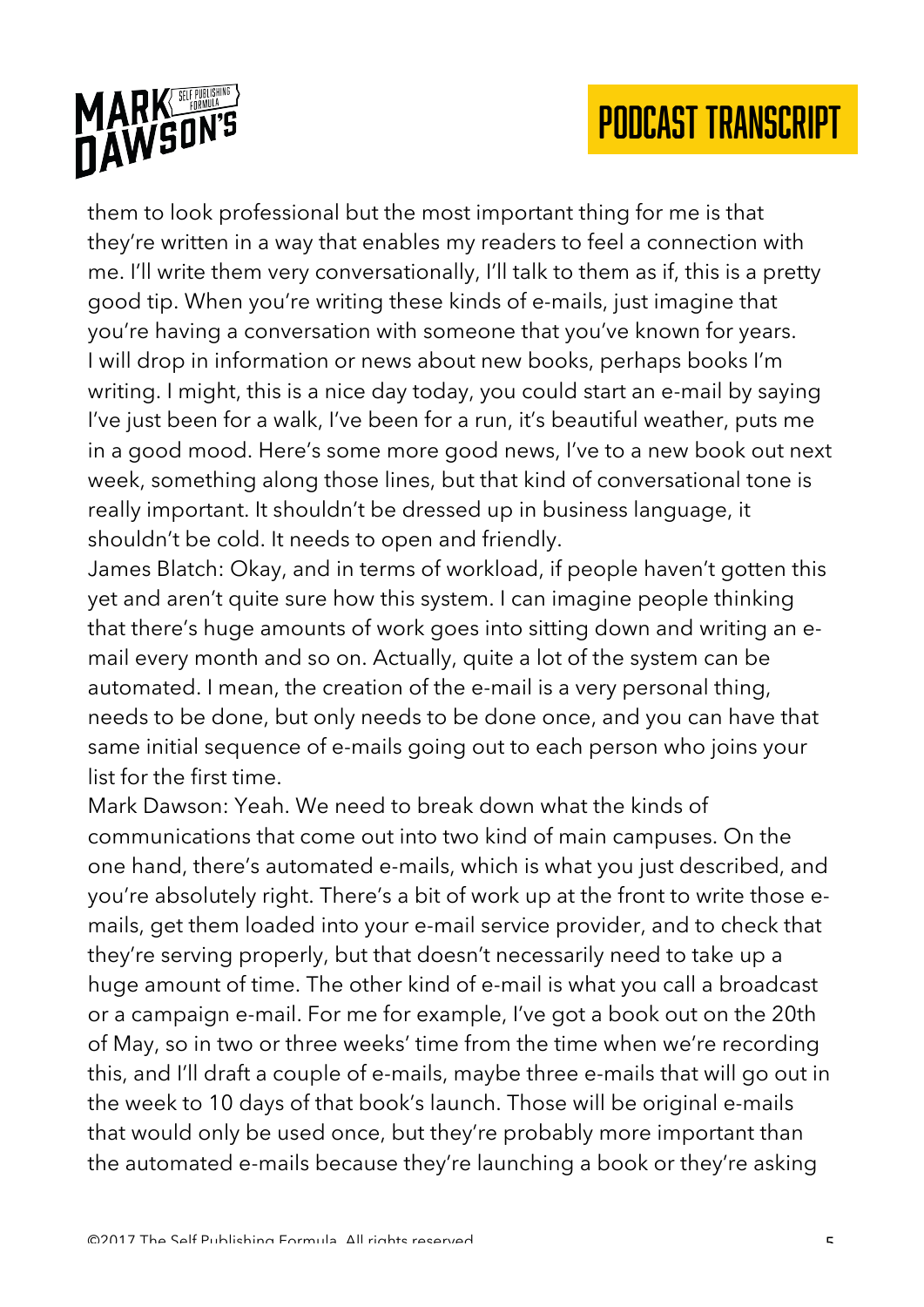them to look professional but the most important thing for me is that they're written in a way that enables my readers to feel a connection with me. I'll write them very conversationally, I'll talk to them as if, this is a pretty good tip. When you're writing these kinds of e-mails, just imagine that you're having a conversation with someone that you've known for years. I will drop in information or news about new books, perhaps books I'm writing. I might, this is a nice day today, you could start an e-mail by saying I've just been for a walk, I've been for a run, it's beautiful weather, puts me in a good mood. Here's some more good news, I've to a new book out next week, something along those lines, but that kind of conversational tone is really important. It shouldn't be dressed up in business language, it shouldn't be cold. It needs to open and friendly.

James Blatch: Okay, and in terms of workload, if people haven't gotten this yet and aren't quite sure how this system. I can imagine people thinking that there's huge amounts of work goes into sitting down and writing an e-mail every month and so on. Actually, quite a lot of the system can be automated. I mean, the creation of the e-mail is a very personal thing, needs to be done, but only needs to be done once, and you can have that same initial sequence of e-mails going out to each person who joins your list for the first time.

Mark Dawson: Yeah. We need to break down what the kinds of communications that come out into two kind of main campuses. On the one hand, there's automated e-mails, which is what you just described, and you're absolutely right. There's a bit of work up at the front to write those e-mails, get them loaded into your e-mail service provider, and to check that they're serving properly, but that doesn't necessarily need to take up a huge amount of time. The other kind of e-mail is what you call a broadcast or a campaign e-mail. For me for example, I've got a book out on the 20th of May, so in two or three weeks' time from the time when we're recording this, and I'll draft a couple of e-mails, maybe three e-mails that will go out in the week to 10 days of that book's launch. Those will be original e-mails that would only be used once, but they're probably more important than the automated e-mails because they're launching a book or they're asking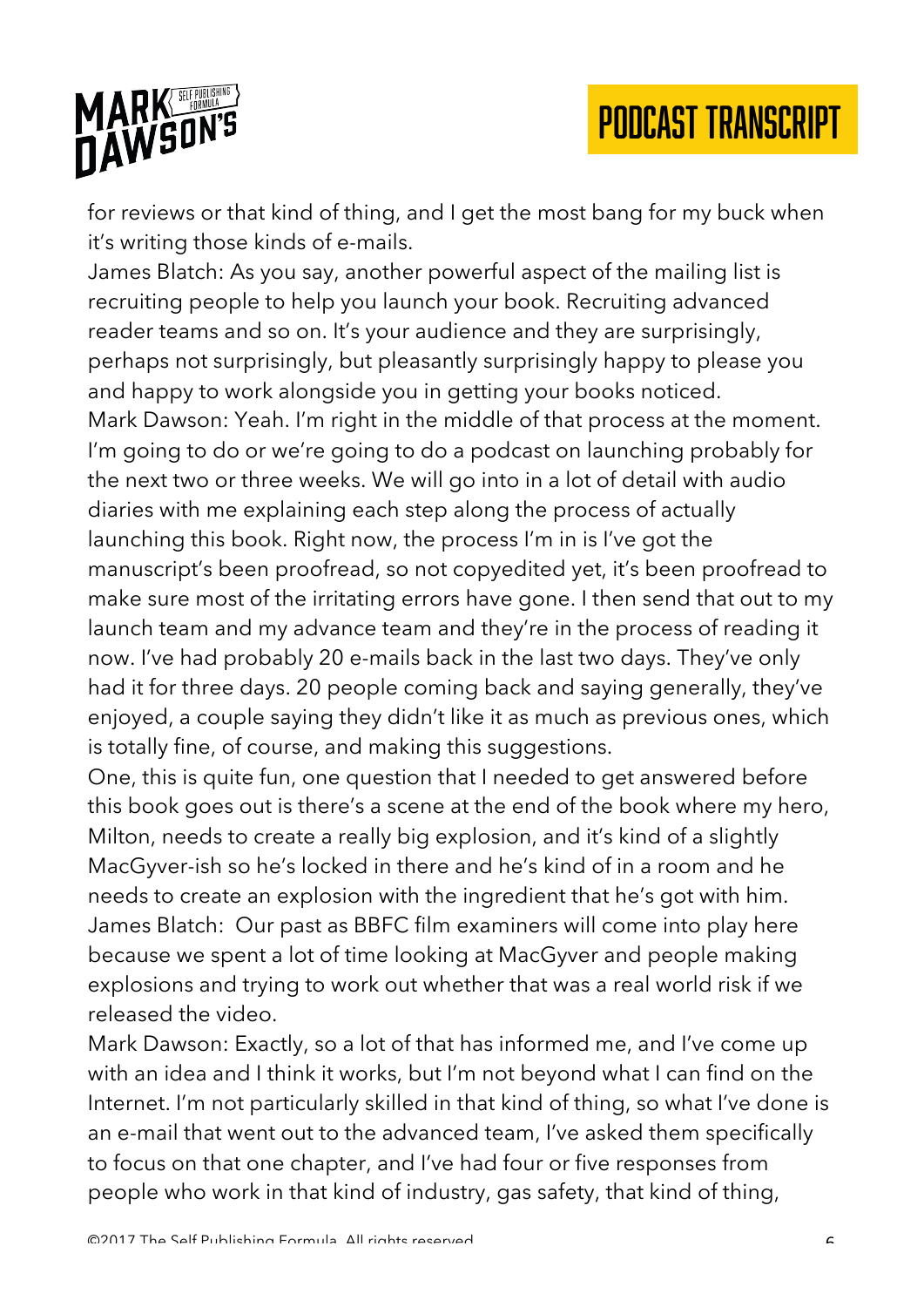for reviews or that kind of thing, and I get the most bang for my buck when it's writing those kinds of e-mails.

James Blatch: As you say, another powerful aspect of the mailing list is recruiting people to help you launch your book. Recruiting advanced reader teams and so on. It's your audience and they are surprisingly, perhaps not surprisingly, but pleasantly surprisingly happy to please you and happy to work alongside you in getting your books noticed.

Mark Dawson: Yeah. I'm right in the middle of that process at the moment. I'm going to do or we're going to do a podcast on launching probably for the next two or three weeks. We will go into in a lot of detail with audio diaries with me explaining each step along the process of actually launching this book. Right now, the process I'm in is I've got the manuscript's been proofread, so not copyedited yet, it's been proofread to make sure most of the irritating errors have gone. I then send that out to my launch team and my advance team and they're in the process of reading it now. I've had probably 20 e-mails back in the last two days. They've only had it for three days. 20 people coming back and saying generally, they've enjoyed, a couple saying they didn't like it as much as previous ones, which is totally fine, of course, and making this suggestions.

One, this is quite fun, one question that I needed to get answered before this book goes out is there's a scene at the end of the book where my hero, Milton, needs to create a really big explosion, and it's kind of a slightly MacGyver-ish so he's locked in there and he's kind of in a room and he needs to create an explosion with the ingredient that he's got with him.

James Blatch: Our past as BBFC film examiners will come into play here because we spent a lot of time looking at MacGyver and people making explosions and trying to work out whether that was a real world risk if we released the video.

Mark Dawson: Exactly, so a lot of that has informed me, and I've come up with an idea and I think it works, but I'm not beyond what I can find on the Internet. I'm not particularly skilled in that kind of thing, so what I've done is an e-mail that went out to the advanced team, I've asked them specifically to focus on that one chapter, and I've had four or five responses from people who work in that kind of industry, gas safety, that kind of thing,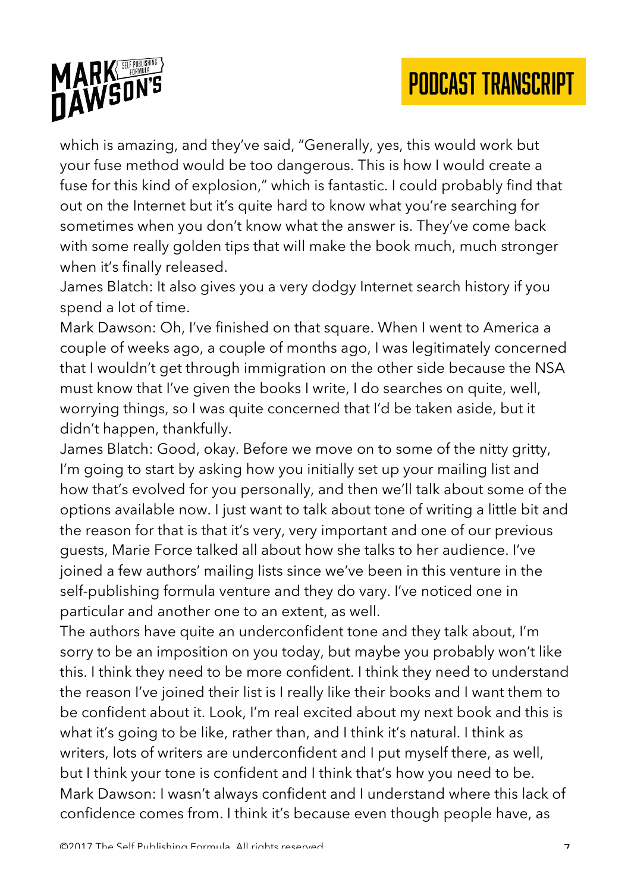which is amazing, and they've said, "Generally, yes, this would work but your fuse method would be too dangerous. This is how I would create a fuse for this kind of explosion," which is fantastic. I could probably find that out on the Internet but it's quite hard to know what you're searching for sometimes when you don't know what the answer is. They've come back with some really golden tips that will make the book much, much stronger when it's finally released.

James Blatch: It also gives you a very dodgy Internet search history if you spend a lot of time.

Mark Dawson: Oh, I've finished on that square. When I went to America a couple of weeks ago, a couple of months ago, I was legitimately concerned that I wouldn't get through immigration on the other side because the NSA must know that I've given the books I write, I do searches on quite, well, worrying things, so I was quite concerned that I'd be taken aside, but it didn't happen, thankfully.

James Blatch: Good, okay. Before we move on to some of the nitty gritty, I'm going to start by asking how you initially set up your mailing list and how that's evolved for you personally, and then we'll talk about some of the options available now. I just want to talk about tone of writing a little bit and the reason for that is that it's very, very important and one of our previous guests, Marie Force talked all about how she talks to her audience. I've joined a few authors' mailing lists since we've been in this venture in the self-publishing formula venture and they do vary. I've noticed one in particular and another one to an extent, as well.

The authors have quite an underconfident tone and they talk about, I'm sorry to be an imposition on you today, but maybe you probably won't like this. I think they need to be more confident. I think they need to understand the reason I've joined their list is I really like their books and I want them to be confident about it. Look, I'm real excited about my next book and this is what it's going to be like, rather than, and I think it's natural. I think as writers, lots of writers are underconfident and I put myself there, as well, but I think your tone is confident and I think that's how you need to be.

Mark Dawson: I wasn't always confident and I understand where this lack of confidence comes from. I think it's because even though people have, as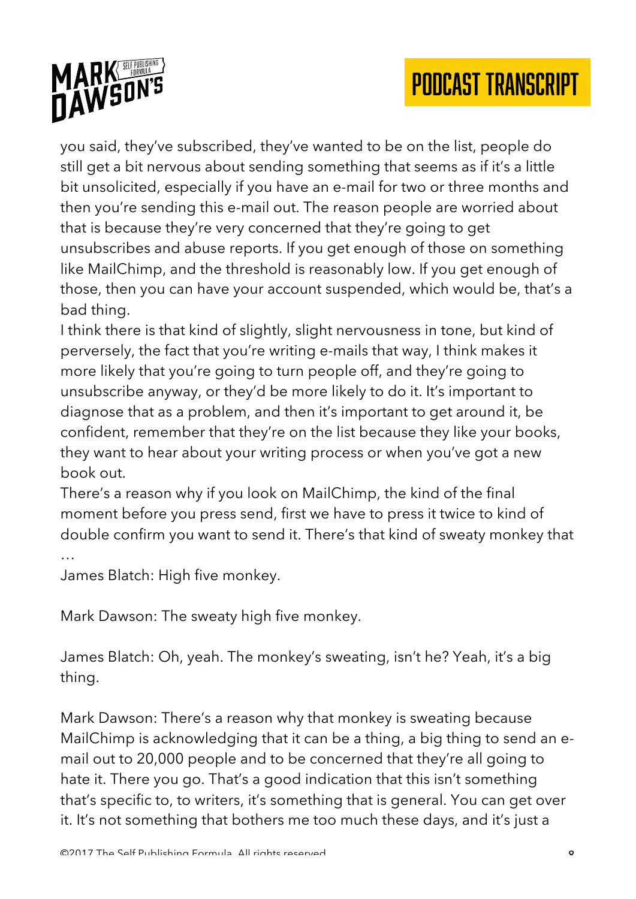you said, they've subscribed, they've wanted to be on the list, people do still get a bit nervous about sending something that seems as if it's a little bit unsolicited, especially if you have an e-mail for two or three months and then you're sending this e-mail out. The reason people are worried about that is because they're very concerned that they're going to get unsubscribes and abuse reports. If you get enough of those on something like MailChimp, and the threshold is reasonably low. If you get enough of those, then you can have your account suspended, which would be, that's a bad thing.

I think there is that kind of slightly, slight nervousness in tone, but kind of perversely, the fact that you're writing e-mails that way, I think makes it more likely that you're going to turn people off, and they're going to unsubscribe anyway, or they'd be more likely to do it. It's important to diagnose that as a problem, and then it's important to get around it, be confident, remember that they're on the list because they like your books, they want to hear about your writing process or when you've got a new book out.

There's a reason why if you look on MailChimp, the kind of the final moment before you press send, first we have to press it twice to kind of double confirm you want to send it. There's that kind of sweaty monkey that …

James Blatch: High five monkey.

Mark Dawson: The sweaty high five monkey.

James Blatch: Oh, yeah. The monkey's sweating, isn't he? Yeah, it's a big thing.

Mark Dawson: There's a reason why that monkey is sweating because MailChimp is acknowledging that it can be a thing, a big thing to send an e-mail out to 20,000 people and to be concerned that they're all going to hate it. There you go. That's a good indication that this isn't something that's specific to, to writers, it's something that is general. You can get over it. It's not something that bothers me too much these days, and it's just a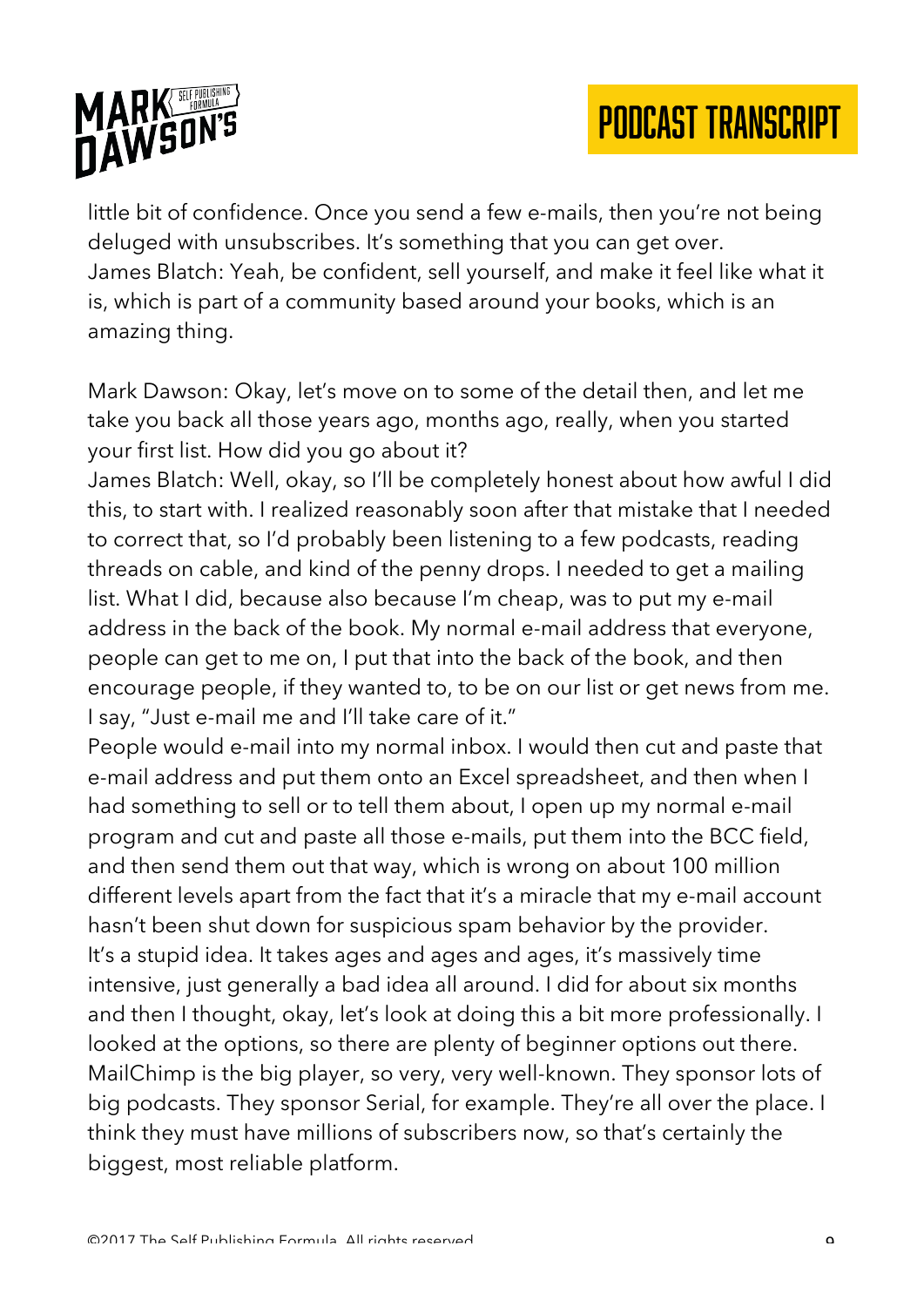little bit of confidence. Once you send a few e-mails, then you're not being deluged with unsubscribes. It's something that you can get over.
James Blatch: Yeah, be confident, sell yourself, and make it feel like what it is, which is part of a community based around your books, which is an amazing thing.

Mark Dawson: Okay, let's move on to some of the detail then, and let me take you back all those years ago, months ago, really, when you started your first list. How did you go about it?
James Blatch: Well, okay, so I'll be completely honest about how awful I did this, to start with. I realized reasonably soon after that mistake that I needed to correct that, so I'd probably been listening to a few podcasts, reading threads on cable, and kind of the penny drops. I needed to get a mailing list. What I did, because also because I'm cheap, was to put my e-mail address in the back of the book. My normal e-mail address that everyone, people can get to me on, I put that into the back of the book, and then encourage people, if they wanted to, to be on our list or get news from me. I say, "Just e-mail me and I'll take care of it."
People would e-mail into my normal inbox. I would then cut and paste that e-mail address and put them onto an Excel spreadsheet, and then when I had something to sell or to tell them about, I open up my normal e-mail program and cut and paste all those e-mails, put them into the BCC field, and then send them out that way, which is wrong on about 100 million different levels apart from the fact that it's a miracle that my e-mail account hasn't been shut down for suspicious spam behavior by the provider.
It's a stupid idea. It takes ages and ages and ages, it's massively time intensive, just generally a bad idea all around. I did for about six months and then I thought, okay, let's look at doing this a bit more professionally. I looked at the options, so there are plenty of beginner options out there. MailChimp is the big player, so very, very well-known. They sponsor lots of big podcasts. They sponsor Serial, for example. They're all over the place. I think they must have millions of subscribers now, so that's certainly the biggest, most reliable platform.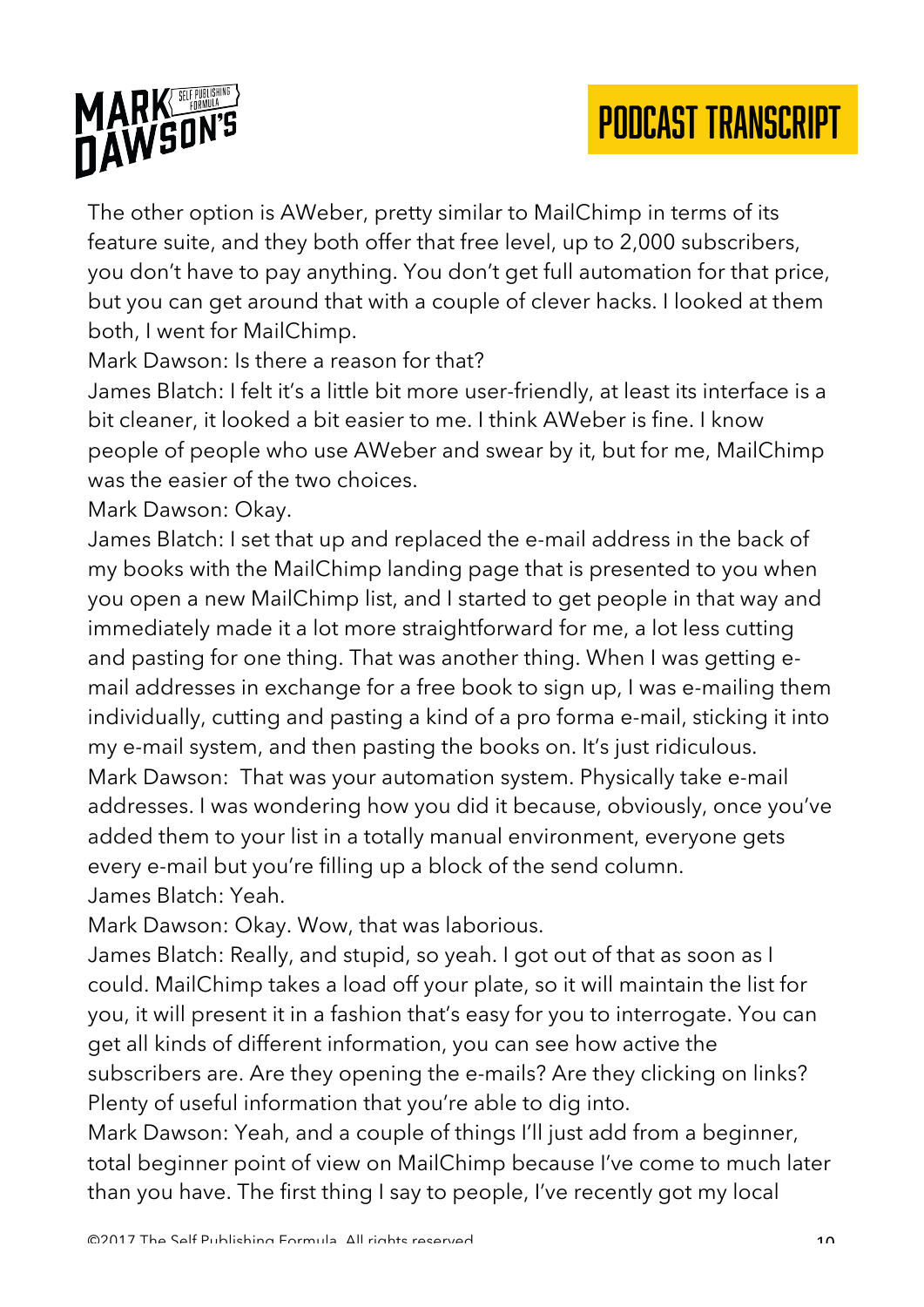The other option is AWeber, pretty similar to MailChimp in terms of its feature suite, and they both offer that free level, up to 2,000 subscribers, you don't have to pay anything. You don't get full automation for that price, but you can get around that with a couple of clever hacks. I looked at them both, I went for MailChimp.

Mark Dawson: Is there a reason for that?

James Blatch: I felt it's a little bit more user-friendly, at least its interface is a bit cleaner, it looked a bit easier to me. I think AWeber is fine. I know people of people who use AWeber and swear by it, but for me, MailChimp was the easier of the two choices.

Mark Dawson: Okay.

James Blatch: I set that up and replaced the e-mail address in the back of my books with the MailChimp landing page that is presented to you when you open a new MailChimp list, and I started to get people in that way and immediately made it a lot more straightforward for me, a lot less cutting and pasting for one thing. That was another thing. When I was getting e-mail addresses in exchange for a free book to sign up, I was e-mailing them individually, cutting and pasting a kind of a pro forma e-mail, sticking it into my e-mail system, and then pasting the books on. It's just ridiculous.

Mark Dawson: That was your automation system. Physically take e-mail addresses. I was wondering how you did it because, obviously, once you've added them to your list in a totally manual environment, everyone gets every e-mail but you're filling up a block of the send column.

James Blatch: Yeah.

Mark Dawson: Okay. Wow, that was laborious.

James Blatch: Really, and stupid, so yeah. I got out of that as soon as I could. MailChimp takes a load off your plate, so it will maintain the list for you, it will present it in a fashion that's easy for you to interrogate. You can get all kinds of different information, you can see how active the subscribers are. Are they opening the e-mails? Are they clicking on links? Plenty of useful information that you're able to dig into.

Mark Dawson: Yeah, and a couple of things I'll just add from a beginner, total beginner point of view on MailChimp because I've come to much later than you have. The first thing I say to people, I've recently got my local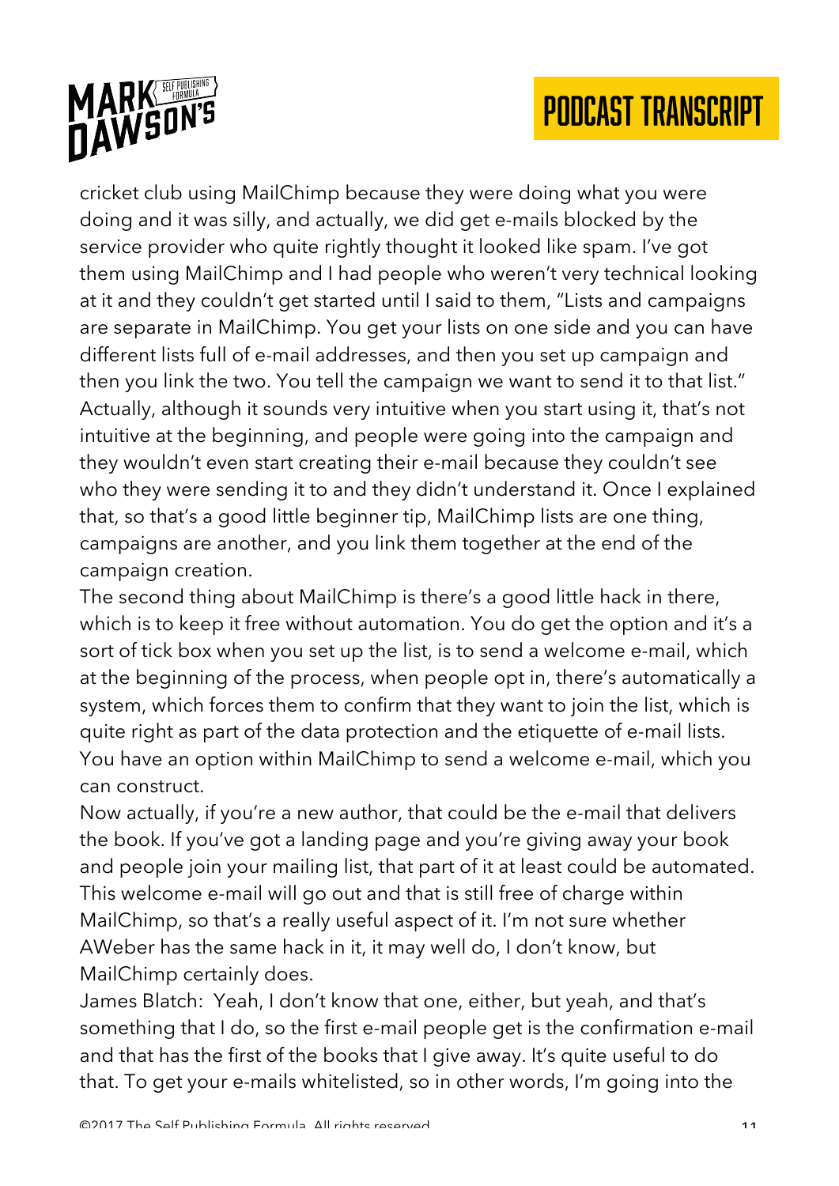cricket club using MailChimp because they were doing what you were doing and it was silly, and actually, we did get e-mails blocked by the service provider who quite rightly thought it looked like spam. I've got them using MailChimp and I had people who weren't very technical looking at it and they couldn't get started until I said to them, "Lists and campaigns are separate in MailChimp. You get your lists on one side and you can have different lists full of e-mail addresses, and then you set up campaign and then you link the two. You tell the campaign we want to send it to that list." Actually, although it sounds very intuitive when you start using it, that's not intuitive at the beginning, and people were going into the campaign and they wouldn't even start creating their e-mail because they couldn't see who they were sending it to and they didn't understand it. Once I explained that, so that's a good little beginner tip, MailChimp lists are one thing, campaigns are another, and you link them together at the end of the campaign creation.

The second thing about MailChimp is there's a good little hack in there, which is to keep it free without automation. You do get the option and it's a sort of tick box when you set up the list, is to send a welcome e-mail, which at the beginning of the process, when people opt in, there's automatically a system, which forces them to confirm that they want to join the list, which is quite right as part of the data protection and the etiquette of e-mail lists. You have an option within MailChimp to send a welcome e-mail, which you can construct.

Now actually, if you're a new author, that could be the e-mail that delivers the book. If you've got a landing page and you're giving away your book and people join your mailing list, that part of it at least could be automated. This welcome e-mail will go out and that is still free of charge within MailChimp, so that's a really useful aspect of it. I'm not sure whether AWeber has the same hack in it, it may well do, I don't know, but MailChimp certainly does.

James Blatch: Yeah, I don't know that one, either, but yeah, and that's something that I do, so the first e-mail people get is the confirmation e-mail and that has the first of the books that I give away. It's quite useful to do that. To get your e-mails whitelisted, so in other words, I'm going into the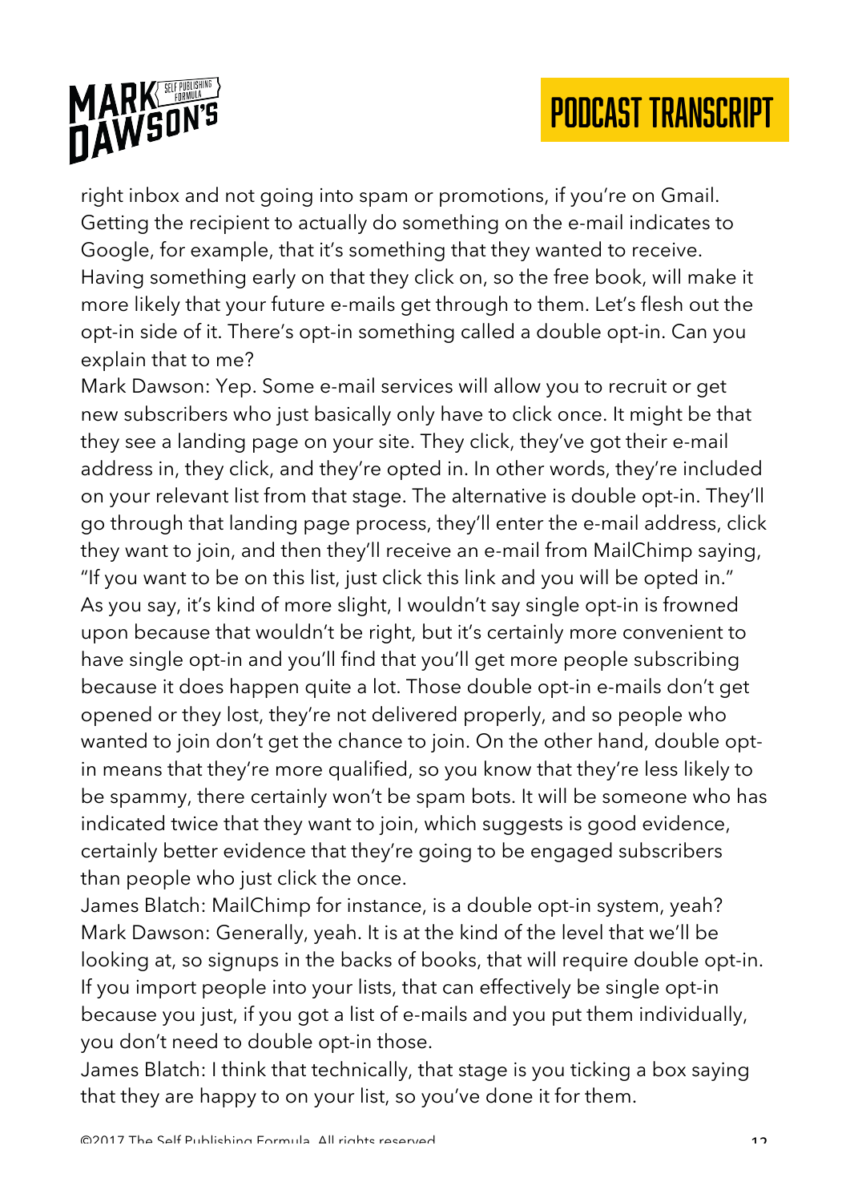right inbox and not going into spam or promotions, if you're on Gmail. Getting the recipient to actually do something on the e-mail indicates to Google, for example, that it's something that they wanted to receive. Having something early on that they click on, so the free book, will make it more likely that your future e-mails get through to them. Let's flesh out the opt-in side of it. There's opt-in something called a double opt-in. Can you explain that to me?

Mark Dawson: Yep. Some e-mail services will allow you to recruit or get new subscribers who just basically only have to click once. It might be that they see a landing page on your site. They click, they've got their e-mail address in, they click, and they're opted in. In other words, they're included on your relevant list from that stage. The alternative is double opt-in. They'll go through that landing page process, they'll enter the e-mail address, click they want to join, and then they'll receive an e-mail from MailChimp saying, "If you want to be on this list, just click this link and you will be opted in." As you say, it's kind of more slight, I wouldn't say single opt-in is frowned upon because that wouldn't be right, but it's certainly more convenient to have single opt-in and you'll find that you'll get more people subscribing because it does happen quite a lot. Those double opt-in e-mails don't get opened or they lost, they're not delivered properly, and so people who wanted to join don't get the chance to join. On the other hand, double opt-in means that they're more qualified, so you know that they're less likely to be spammy, there certainly won't be spam bots. It will be someone who has indicated twice that they want to join, which suggests is good evidence, certainly better evidence that they're going to be engaged subscribers than people who just click the once.

James Blatch: MailChimp for instance, is a double opt-in system, yeah?

Mark Dawson: Generally, yeah. It is at the kind of the level that we'll be looking at, so signups in the backs of books, that will require double opt-in. If you import people into your lists, that can effectively be single opt-in because you just, if you got a list of e-mails and you put them individually, you don't need to double opt-in those.

James Blatch: I think that technically, that stage is you ticking a box saying that they are happy to on your list, so you've done it for them.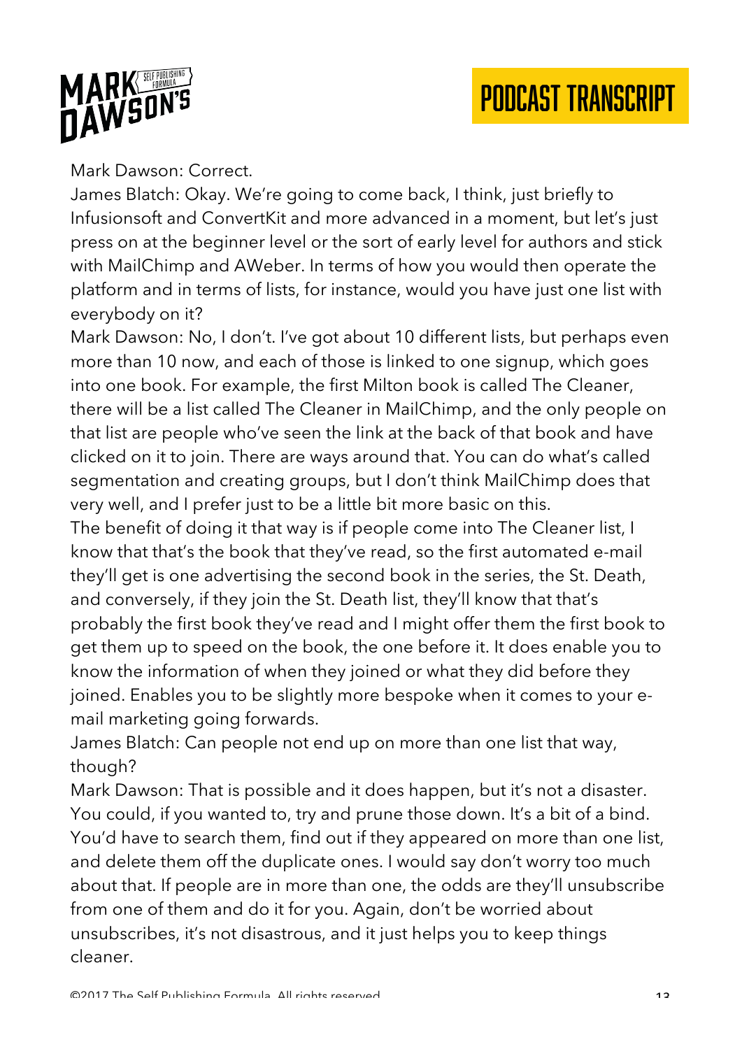Mark Dawson: Correct.

James Blatch: Okay. We're going to come back, I think, just briefly to Infusionsoft and ConvertKit and more advanced in a moment, but let's just press on at the beginner level or the sort of early level for authors and stick with MailChimp and AWeber. In terms of how you would then operate the platform and in terms of lists, for instance, would you have just one list with everybody on it?

Mark Dawson: No, I don't. I've got about 10 different lists, but perhaps even more than 10 now, and each of those is linked to one signup, which goes into one book. For example, the first Milton book is called The Cleaner, there will be a list called The Cleaner in MailChimp, and the only people on that list are people who've seen the link at the back of that book and have clicked on it to join. There are ways around that. You can do what's called segmentation and creating groups, but I don't think MailChimp does that very well, and I prefer just to be a little bit more basic on this.

The benefit of doing it that way is if people come into The Cleaner list, I know that that's the book that they've read, so the first automated e-mail they'll get is one advertising the second book in the series, the St. Death, and conversely, if they join the St. Death list, they'll know that that's probably the first book they've read and I might offer them the first book to get them up to speed on the book, the one before it. It does enable you to know the information of when they joined or what they did before they joined. Enables you to be slightly more bespoke when it comes to your e-mail marketing going forwards.

James Blatch: Can people not end up on more than one list that way, though?

Mark Dawson: That is possible and it does happen, but it's not a disaster. You could, if you wanted to, try and prune those down. It's a bit of a bind. You'd have to search them, find out if they appeared on more than one list, and delete them off the duplicate ones. I would say don't worry too much about that. If people are in more than one, the odds are they'll unsubscribe from one of them and do it for you. Again, don't be worried about unsubscribes, it's not disastrous, and it just helps you to keep things cleaner.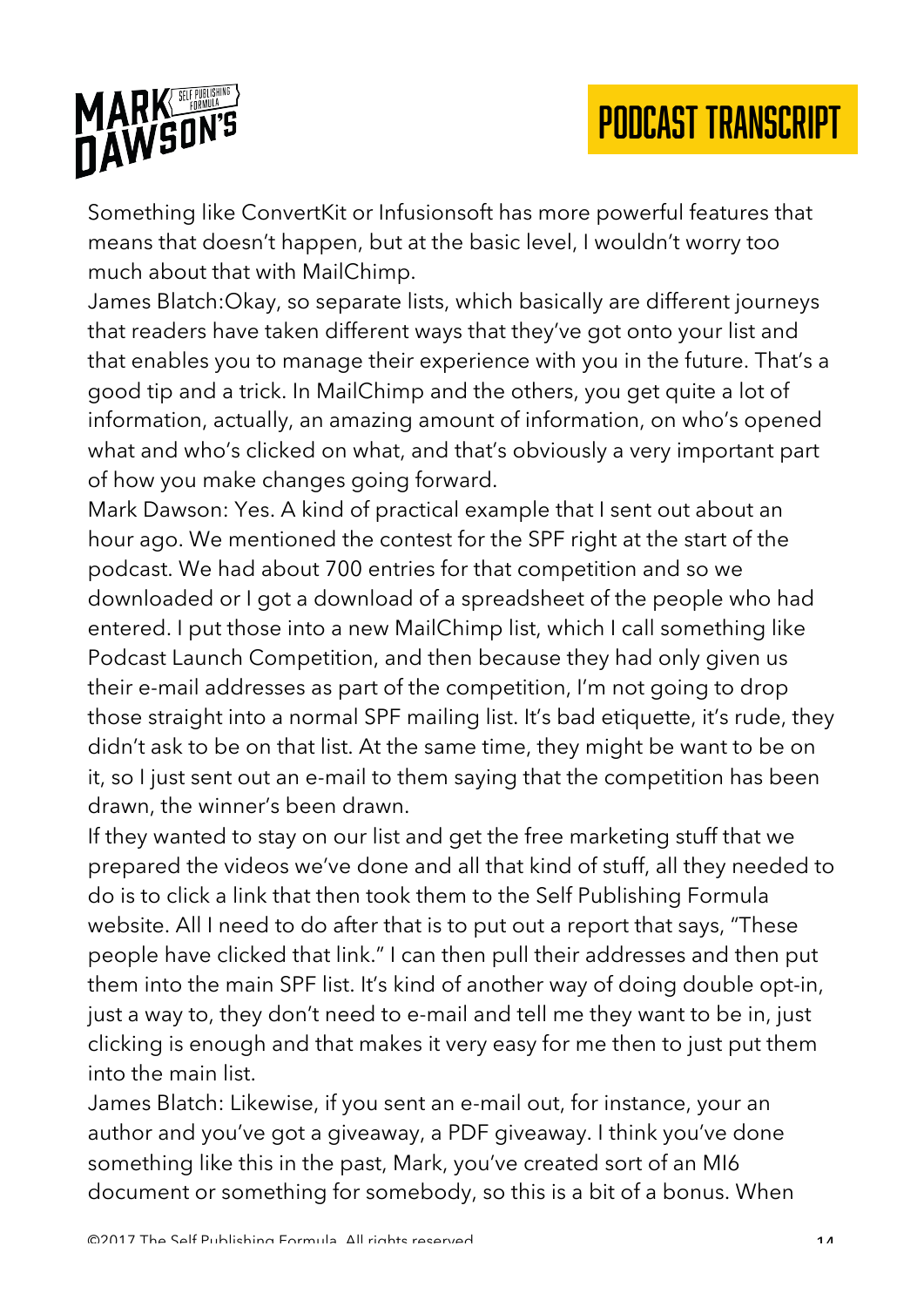Something like ConvertKit or Infusionsoft has more powerful features that means that doesn't happen, but at the basic level, I wouldn't worry too much about that with MailChimp.

James Blatch:Okay, so separate lists, which basically are different journeys that readers have taken different ways that they've got onto your list and that enables you to manage their experience with you in the future. That's a good tip and a trick. In MailChimp and the others, you get quite a lot of information, actually, an amazing amount of information, on who's opened what and who's clicked on what, and that's obviously a very important part of how you make changes going forward.

Mark Dawson: Yes. A kind of practical example that I sent out about an hour ago. We mentioned the contest for the SPF right at the start of the podcast. We had about 700 entries for that competition and so we downloaded or I got a download of a spreadsheet of the people who had entered. I put those into a new MailChimp list, which I call something like Podcast Launch Competition, and then because they had only given us their e-mail addresses as part of the competition, I'm not going to drop those straight into a normal SPF mailing list. It's bad etiquette, it's rude, they didn't ask to be on that list. At the same time, they might be want to be on it, so I just sent out an e-mail to them saying that the competition has been drawn, the winner's been drawn.

If they wanted to stay on our list and get the free marketing stuff that we prepared the videos we've done and all that kind of stuff, all they needed to do is to click a link that then took them to the Self Publishing Formula website. All I need to do after that is to put out a report that says, "These people have clicked that link." I can then pull their addresses and then put them into the main SPF list. It's kind of another way of doing double opt-in, just a way to, they don't need to e-mail and tell me they want to be in, just clicking is enough and that makes it very easy for me then to just put them into the main list.

James Blatch: Likewise, if you sent an e-mail out, for instance, your an author and you've got a giveaway, a PDF giveaway. I think you've done something like this in the past, Mark, you've created sort of an MI6 document or something for somebody, so this is a bit of a bonus. When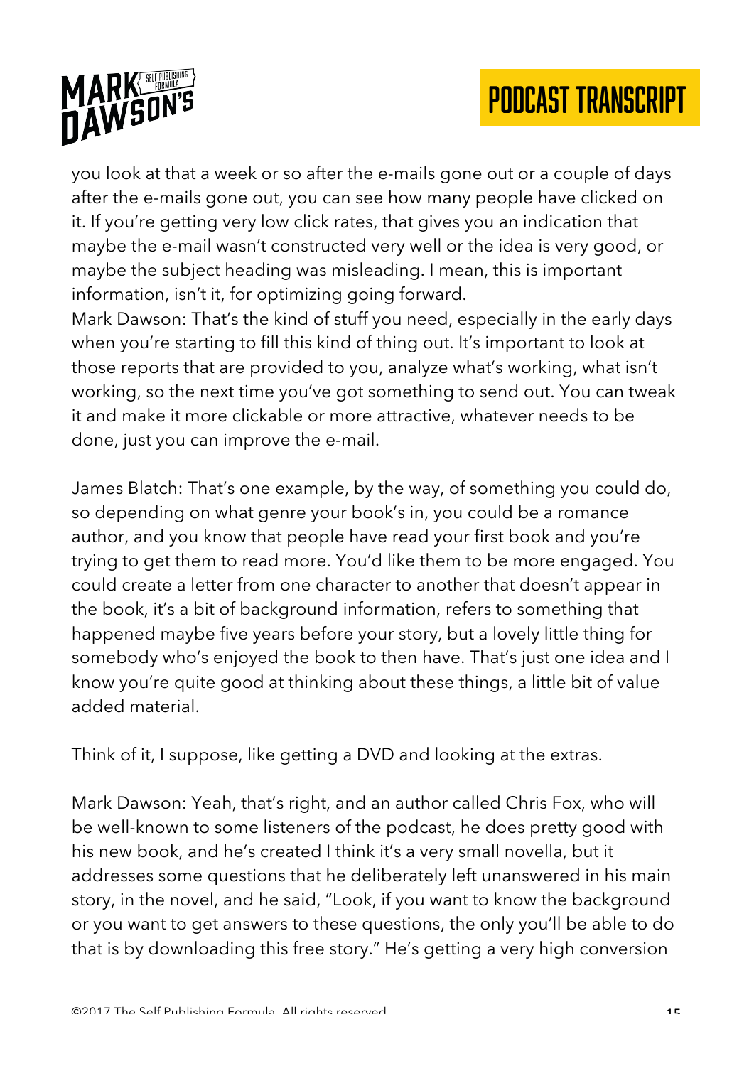you look at that a week or so after the e-mails gone out or a couple of days after the e-mails gone out, you can see how many people have clicked on it. If you're getting very low click rates, that gives you an indication that maybe the e-mail wasn't constructed very well or the idea is very good, or maybe the subject heading was misleading. I mean, this is important information, isn't it, for optimizing going forward.
Mark Dawson: That's the kind of stuff you need, especially in the early days when you're starting to fill this kind of thing out. It's important to look at those reports that are provided to you, analyze what's working, what isn't working, so the next time you've got something to send out. You can tweak it and make it more clickable or more attractive, whatever needs to be done, just you can improve the e-mail.

James Blatch: That's one example, by the way, of something you could do, so depending on what genre your book's in, you could be a romance author, and you know that people have read your first book and you're trying to get them to read more. You'd like them to be more engaged. You could create a letter from one character to another that doesn't appear in the book, it's a bit of background information, refers to something that happened maybe five years before your story, but a lovely little thing for somebody who's enjoyed the book to then have. That's just one idea and I know you're quite good at thinking about these things, a little bit of value added material.

Think of it, I suppose, like getting a DVD and looking at the extras.

Mark Dawson: Yeah, that's right, and an author called Chris Fox, who will be well-known to some listeners of the podcast, he does pretty good with his new book, and he's created I think it's a very small novella, but it addresses some questions that he deliberately left unanswered in his main story, in the novel, and he said, "Look, if you want to know the background or you want to get answers to these questions, the only you'll be able to do that is by downloading this free story." He's getting a very high conversion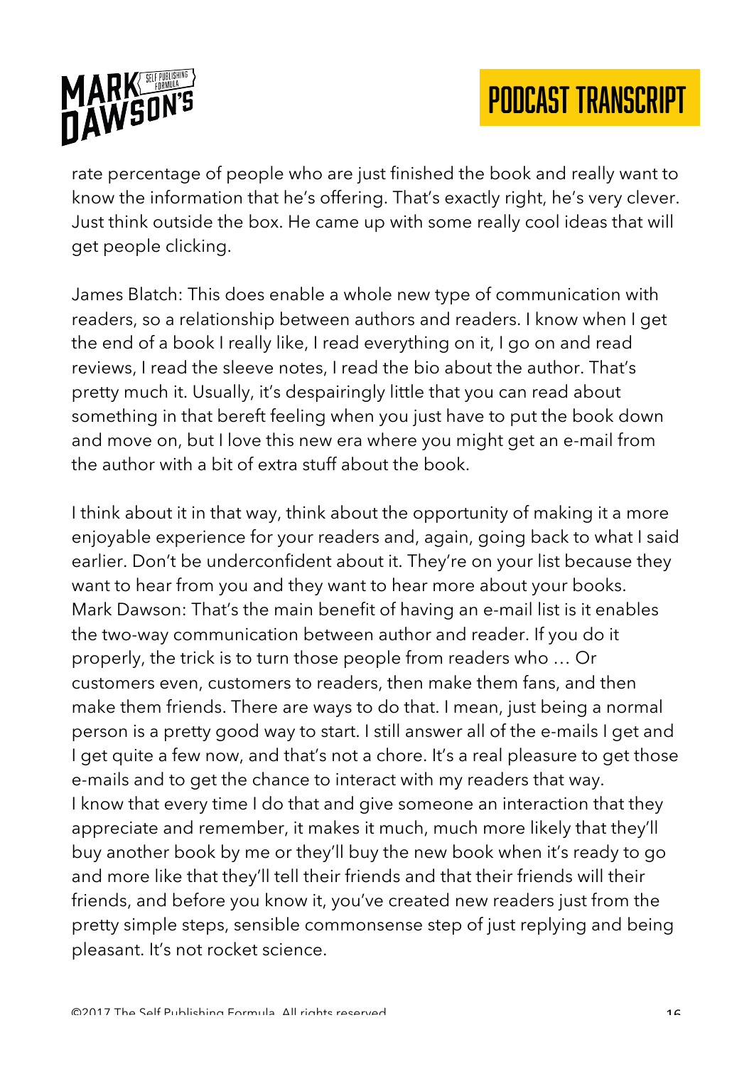rate percentage of people who are just finished the book and really want to know the information that he's offering. That's exactly right, he's very clever. Just think outside the box. He came up with some really cool ideas that will get people clicking.

James Blatch: This does enable a whole new type of communication with readers, so a relationship between authors and readers. I know when I get the end of a book I really like, I read everything on it, I go on and read reviews, I read the sleeve notes, I read the bio about the author. That's pretty much it. Usually, it's despairingly little that you can read about something in that bereft feeling when you just have to put the book down and move on, but I love this new era where you might get an e-mail from the author with a bit of extra stuff about the book.

I think about it in that way, think about the opportunity of making it a more enjoyable experience for your readers and, again, going back to what I said earlier. Don't be underconfident about it. They're on your list because they want to hear from you and they want to hear more about your books.

Mark Dawson: That's the main benefit of having an e-mail list is it enables the two-way communication between author and reader. If you do it properly, the trick is to turn those people from readers who … Or customers even, customers to readers, then make them fans, and then make them friends. There are ways to do that. I mean, just being a normal person is a pretty good way to start. I still answer all of the e-mails I get and I get quite a few now, and that's not a chore. It's a real pleasure to get those e-mails and to get the chance to interact with my readers that way.

I know that every time I do that and give someone an interaction that they appreciate and remember, it makes it much, much more likely that they'll buy another book by me or they'll buy the new book when it's ready to go and more like that they'll tell their friends and that their friends will their friends, and before you know it, you've created new readers just from the pretty simple steps, sensible commonsense step of just replying and being pleasant. It's not rocket science.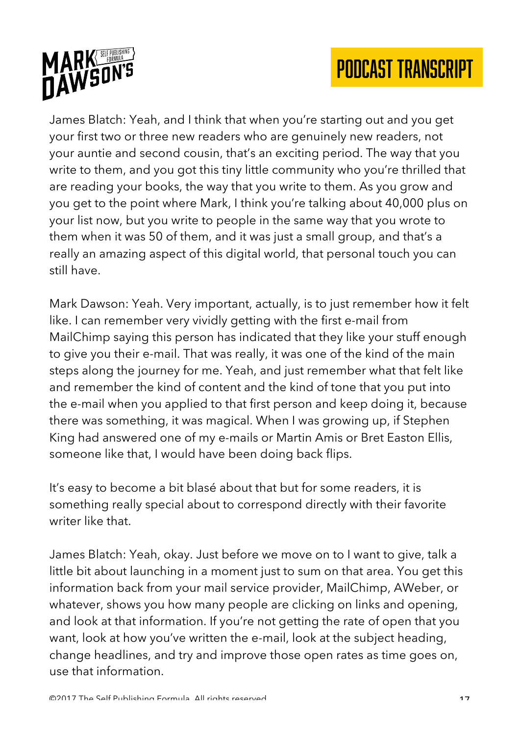James Blatch: Yeah, and I think that when you're starting out and you get your first two or three new readers who are genuinely new readers, not your auntie and second cousin, that's an exciting period. The way that you write to them, and you got this tiny little community who you're thrilled that are reading your books, the way that you write to them. As you grow and you get to the point where Mark, I think you're talking about 40,000 plus on your list now, but you write to people in the same way that you wrote to them when it was 50 of them, and it was just a small group, and that's a really an amazing aspect of this digital world, that personal touch you can still have.

Mark Dawson: Yeah. Very important, actually, is to just remember how it felt like. I can remember very vividly getting with the first e-mail from MailChimp saying this person has indicated that they like your stuff enough to give you their e-mail. That was really, it was one of the kind of the main steps along the journey for me. Yeah, and just remember what that felt like and remember the kind of content and the kind of tone that you put into the e-mail when you applied to that first person and keep doing it, because there was something, it was magical. When I was growing up, if Stephen King had answered one of my e-mails or Martin Amis or Bret Easton Ellis, someone like that, I would have been doing back flips.

It's easy to become a bit blasé about that but for some readers, it is something really special about to correspond directly with their favorite writer like that.

James Blatch: Yeah, okay. Just before we move on to I want to give, talk a little bit about launching in a moment just to sum on that area. You get this information back from your mail service provider, MailChimp, AWeber, or whatever, shows you how many people are clicking on links and opening, and look at that information. If you're not getting the rate of open that you want, look at how you've written the e-mail, look at the subject heading, change headlines, and try and improve those open rates as time goes on, use that information.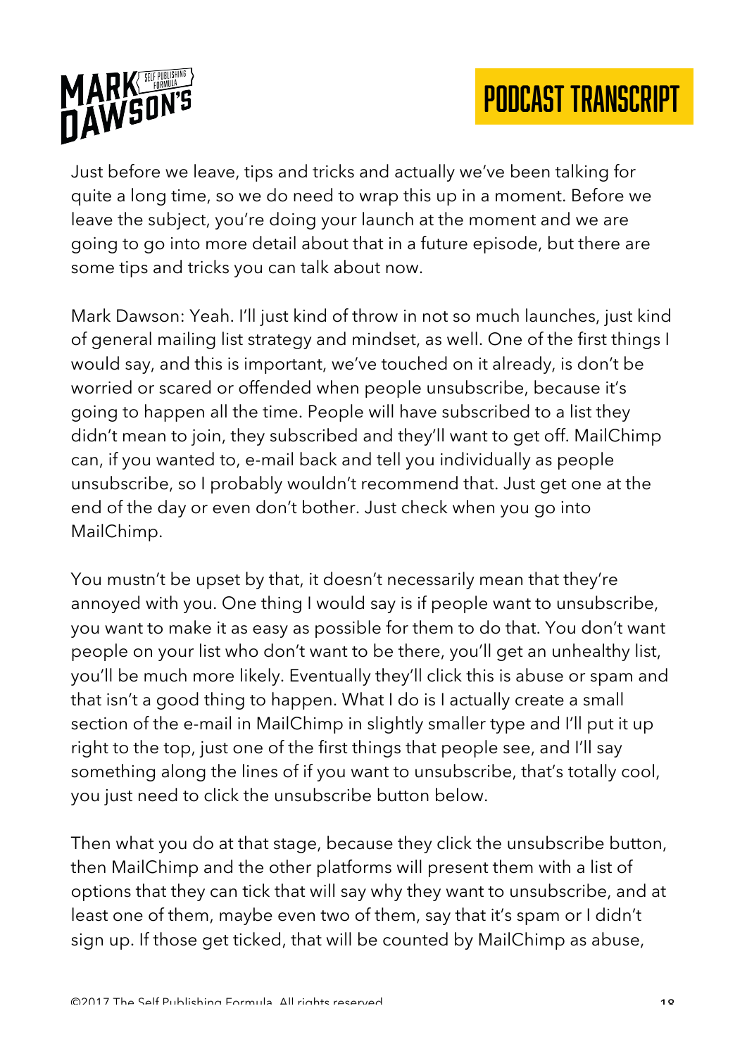Just before we leave, tips and tricks and actually we've been talking for quite a long time, so we do need to wrap this up in a moment. Before we leave the subject, you're doing your launch at the moment and we are going to go into more detail about that in a future episode, but there are some tips and tricks you can talk about now.

Mark Dawson: Yeah. I'll just kind of throw in not so much launches, just kind of general mailing list strategy and mindset, as well. One of the first things I would say, and this is important, we've touched on it already, is don't be worried or scared or offended when people unsubscribe, because it's going to happen all the time. People will have subscribed to a list they didn't mean to join, they subscribed and they'll want to get off. MailChimp can, if you wanted to, e-mail back and tell you individually as people unsubscribe, so I probably wouldn't recommend that. Just get one at the end of the day or even don't bother. Just check when you go into MailChimp.

You mustn't be upset by that, it doesn't necessarily mean that they're annoyed with you. One thing I would say is if people want to unsubscribe, you want to make it as easy as possible for them to do that. You don't want people on your list who don't want to be there, you'll get an unhealthy list, you'll be much more likely. Eventually they'll click this is abuse or spam and that isn't a good thing to happen. What I do is I actually create a small section of the e-mail in MailChimp in slightly smaller type and I'll put it up right to the top, just one of the first things that people see, and I'll say something along the lines of if you want to unsubscribe, that's totally cool, you just need to click the unsubscribe button below.

Then what you do at that stage, because they click the unsubscribe button, then MailChimp and the other platforms will present them with a list of options that they can tick that will say why they want to unsubscribe, and at least one of them, maybe even two of them, say that it's spam or I didn't sign up. If those get ticked, that will be counted by MailChimp as abuse,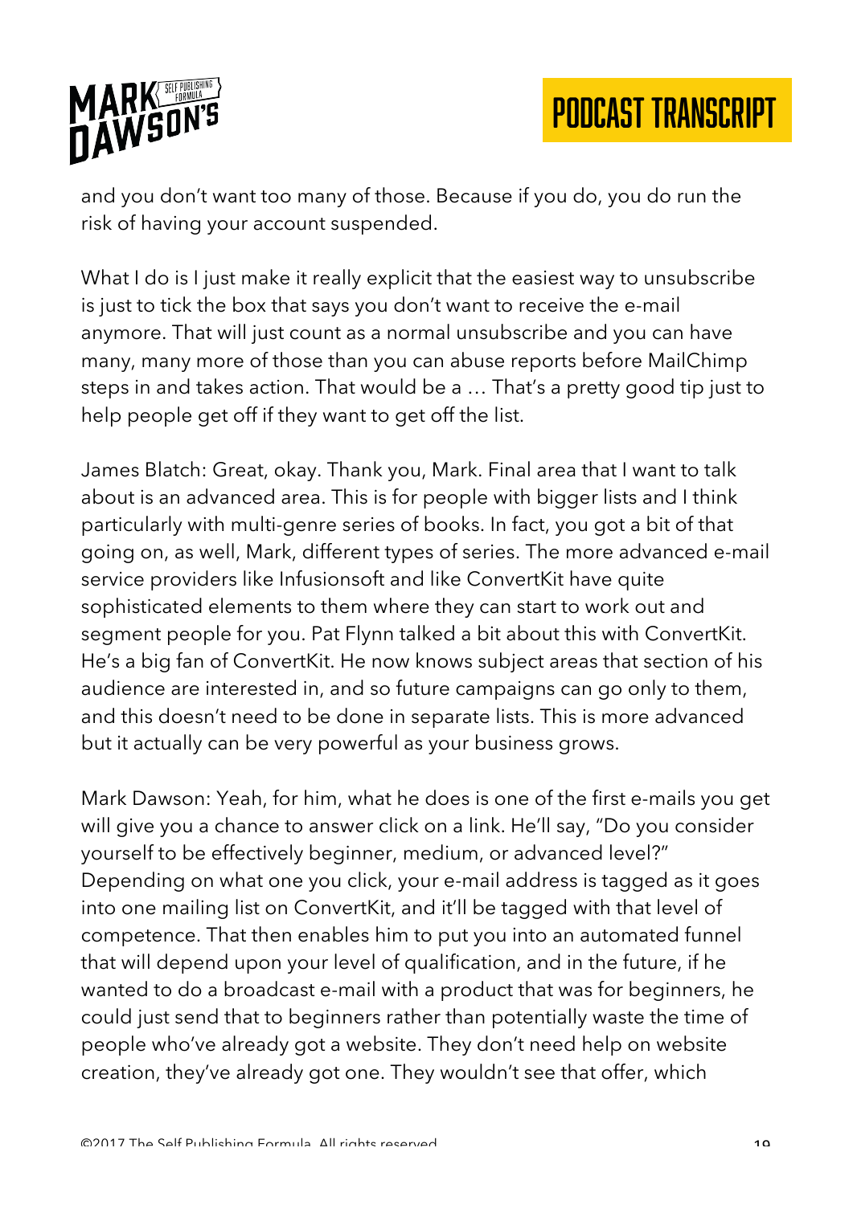and you don't want too many of those. Because if you do, you do run the risk of having your account suspended.

What I do is I just make it really explicit that the easiest way to unsubscribe is just to tick the box that says you don't want to receive the e-mail anymore. That will just count as a normal unsubscribe and you can have many, many more of those than you can abuse reports before MailChimp steps in and takes action. That would be a … That's a pretty good tip just to help people get off if they want to get off the list.

James Blatch: Great, okay. Thank you, Mark. Final area that I want to talk about is an advanced area. This is for people with bigger lists and I think particularly with multi-genre series of books. In fact, you got a bit of that going on, as well, Mark, different types of series. The more advanced e-mail service providers like Infusionsoft and like ConvertKit have quite sophisticated elements to them where they can start to work out and segment people for you. Pat Flynn talked a bit about this with ConvertKit. He's a big fan of ConvertKit. He now knows subject areas that section of his audience are interested in, and so future campaigns can go only to them, and this doesn't need to be done in separate lists. This is more advanced but it actually can be very powerful as your business grows.

Mark Dawson: Yeah, for him, what he does is one of the first e-mails you get will give you a chance to answer click on a link. He'll say, "Do you consider yourself to be effectively beginner, medium, or advanced level?" Depending on what one you click, your e-mail address is tagged as it goes into one mailing list on ConvertKit, and it'll be tagged with that level of competence. That then enables him to put you into an automated funnel that will depend upon your level of qualification, and in the future, if he wanted to do a broadcast e-mail with a product that was for beginners, he could just send that to beginners rather than potentially waste the time of people who've already got a website. They don't need help on website creation, they've already got one. They wouldn't see that offer, which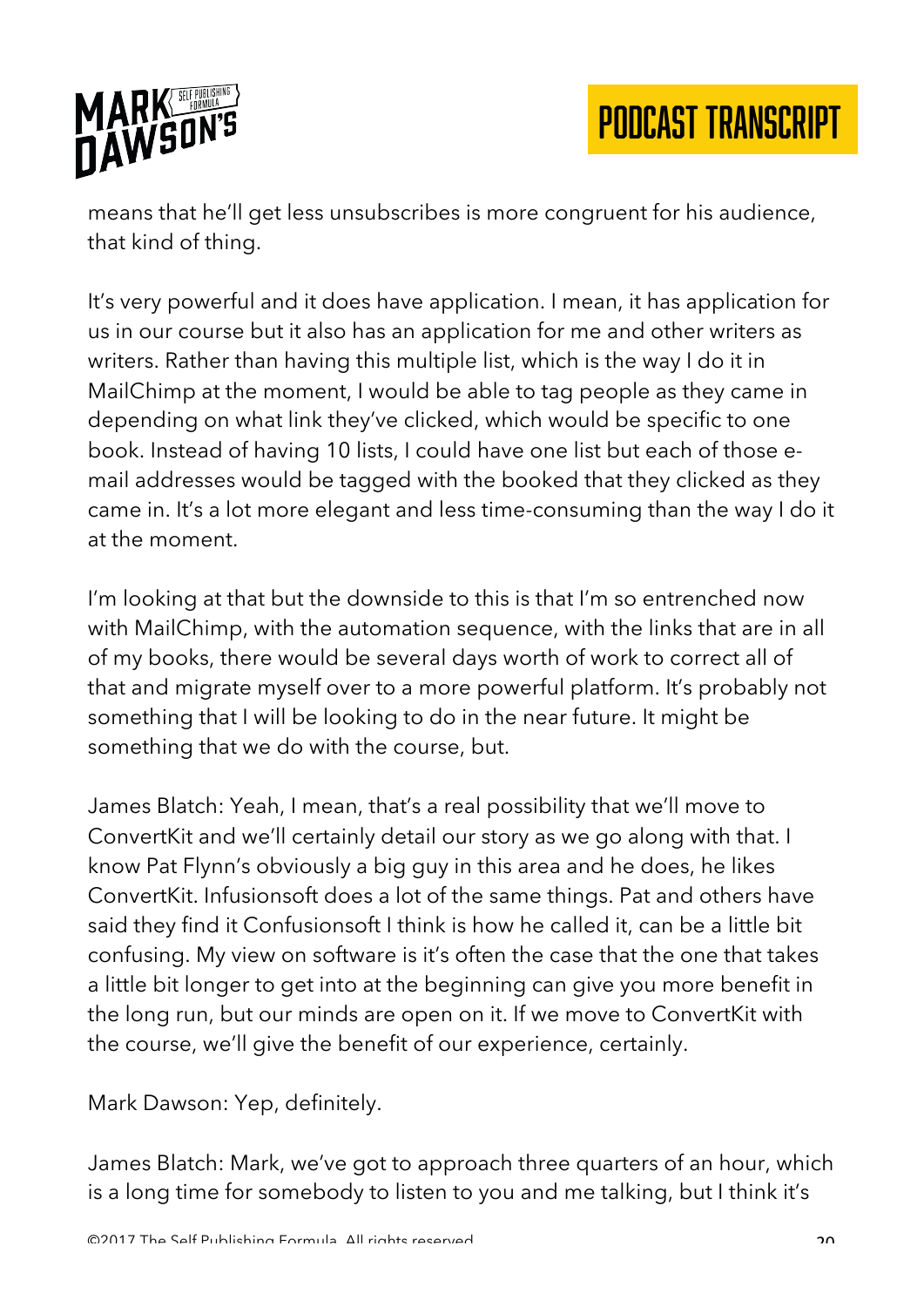means that he'll get less unsubscribes is more congruent for his audience, that kind of thing.

It's very powerful and it does have application. I mean, it has application for us in our course but it also has an application for me and other writers as writers. Rather than having this multiple list, which is the way I do it in MailChimp at the moment, I would be able to tag people as they came in depending on what link they've clicked, which would be specific to one book. Instead of having 10 lists, I could have one list but each of those e-mail addresses would be tagged with the booked that they clicked as they came in. It's a lot more elegant and less time-consuming than the way I do it at the moment.

I'm looking at that but the downside to this is that I'm so entrenched now with MailChimp, with the automation sequence, with the links that are in all of my books, there would be several days worth of work to correct all of that and migrate myself over to a more powerful platform. It's probably not something that I will be looking to do in the near future. It might be something that we do with the course, but.

James Blatch: Yeah, I mean, that's a real possibility that we'll move to ConvertKit and we'll certainly detail our story as we go along with that. I know Pat Flynn's obviously a big guy in this area and he does, he likes ConvertKit. Infusionsoft does a lot of the same things. Pat and others have said they find it Confusionsoft I think is how he called it, can be a little bit confusing. My view on software is it's often the case that the one that takes a little bit longer to get into at the beginning can give you more benefit in the long run, but our minds are open on it. If we move to ConvertKit with the course, we'll give the benefit of our experience, certainly.

Mark Dawson: Yep, definitely.

James Blatch: Mark, we've got to approach three quarters of an hour, which is a long time for somebody to listen to you and me talking, but I think it's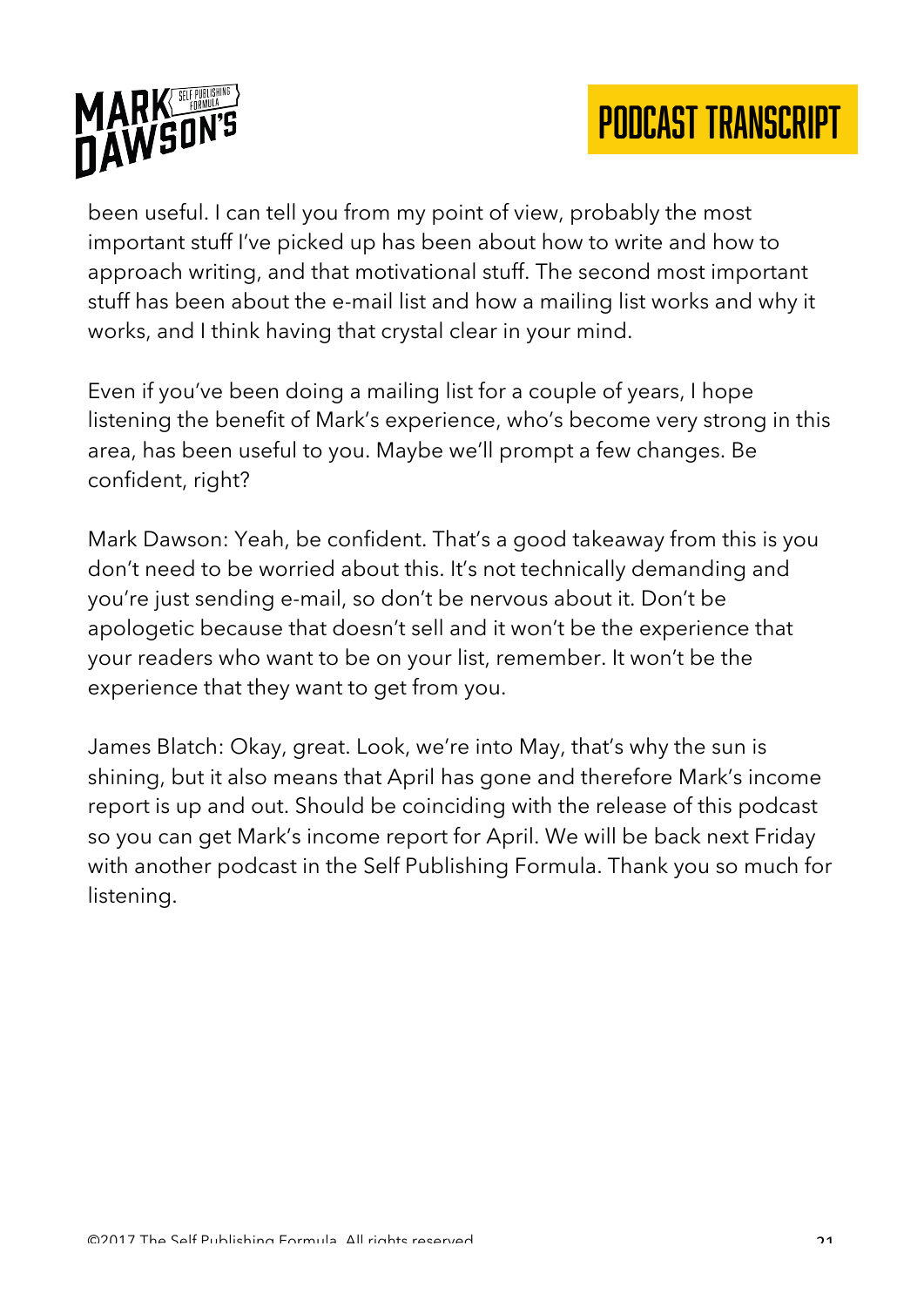been useful. I can tell you from my point of view, probably the most important stuff I've picked up has been about how to write and how to approach writing, and that motivational stuff. The second most important stuff has been about the e-mail list and how a mailing list works and why it works, and I think having that crystal clear in your mind.

Even if you've been doing a mailing list for a couple of years, I hope listening the benefit of Mark's experience, who's become very strong in this area, has been useful to you. Maybe we'll prompt a few changes. Be confident, right?

Mark Dawson: Yeah, be confident. That's a good takeaway from this is you don't need to be worried about this. It's not technically demanding and you're just sending e-mail, so don't be nervous about it. Don't be apologetic because that doesn't sell and it won't be the experience that your readers who want to be on your list, remember. It won't be the experience that they want to get from you.

James Blatch: Okay, great. Look, we're into May, that's why the sun is shining, but it also means that April has gone and therefore Mark's income report is up and out. Should be coinciding with the release of this podcast so you can get Mark's income report for April. We will be back next Friday with another podcast in the Self Publishing Formula. Thank you so much for listening.